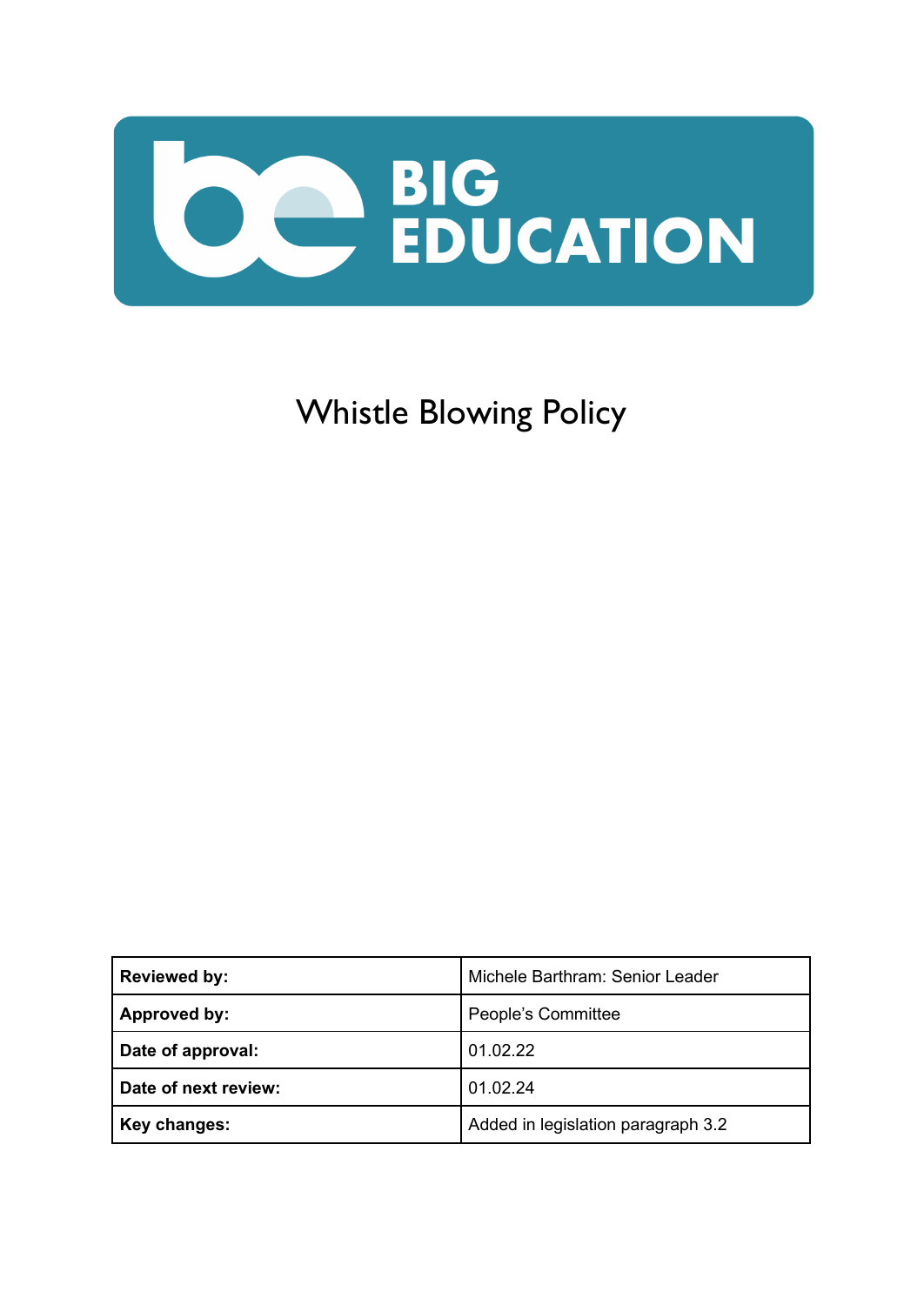BIG EDUCATION

# Whistle Blowing Policy

| | |
|---|---|
| **Reviewed by:** | Michele Barthram: Senior Leader |
| **Approved by:** | People's Committee |
| **Date of approval:** | 01.02.22 |
| **Date of next review:** | 01.02.24 |
| **Key changes:** | Added in legislation paragraph 3.2 |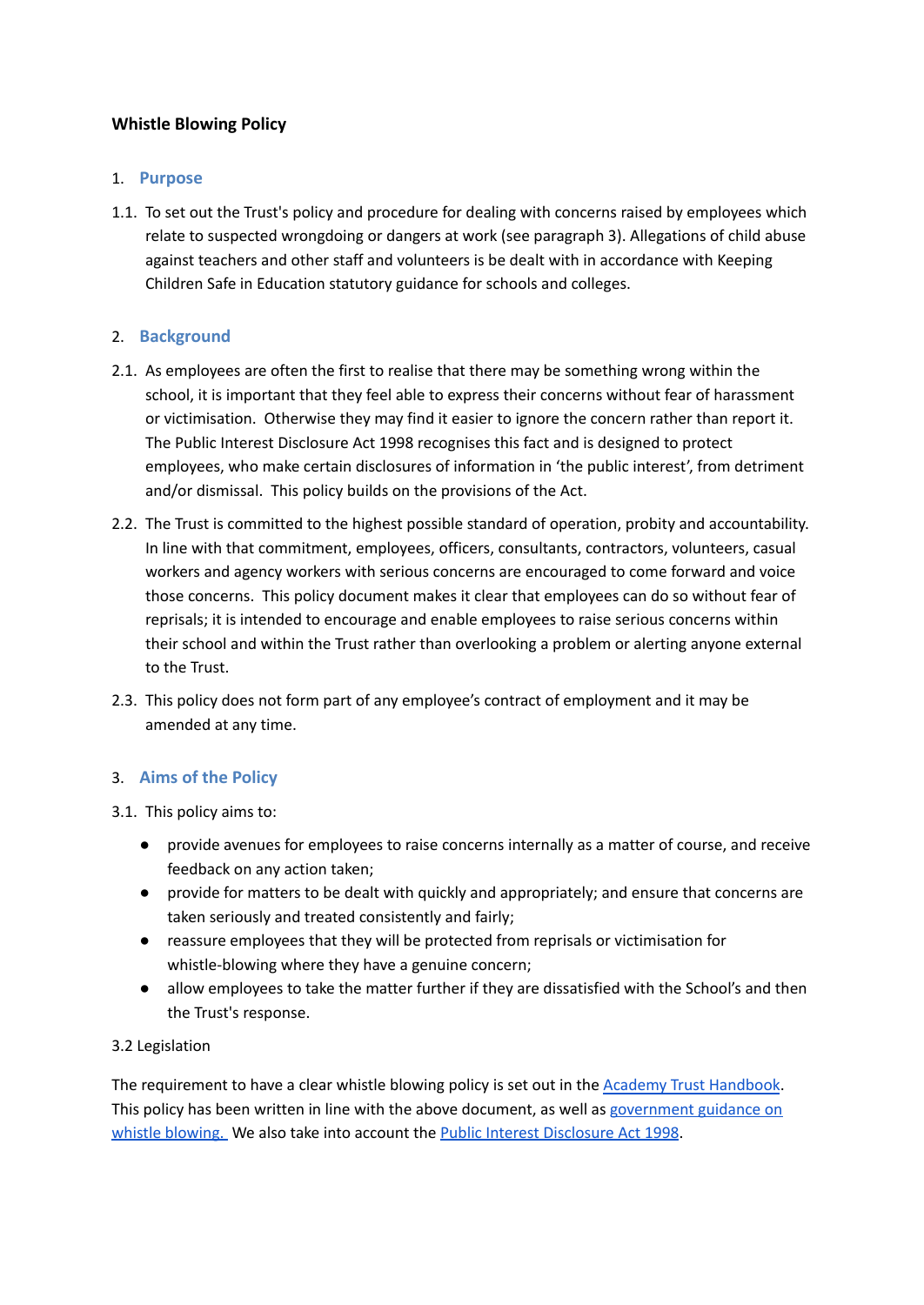**Whistle Blowing Policy**

## 1. Purpose

1.1. To set out the Trust's policy and procedure for dealing with concerns raised by employees which relate to suspected wrongdoing or dangers at work (see paragraph 3). Allegations of child abuse against teachers and other staff and volunteers is be dealt with in accordance with Keeping Children Safe in Education statutory guidance for schools and colleges.

## 2. Background

2.1. As employees are often the first to realise that there may be something wrong within the school, it is important that they feel able to express their concerns without fear of harassment or victimisation. Otherwise they may find it easier to ignore the concern rather than report it. The Public Interest Disclosure Act 1998 recognises this fact and is designed to protect employees, who make certain disclosures of information in 'the public interest', from detriment and/or dismissal. This policy builds on the provisions of the Act.

2.2. The Trust is committed to the highest possible standard of operation, probity and accountability. In line with that commitment, employees, officers, consultants, contractors, volunteers, casual workers and agency workers with serious concerns are encouraged to come forward and voice those concerns. This policy document makes it clear that employees can do so without fear of reprisals; it is intended to encourage and enable employees to raise serious concerns within their school and within the Trust rather than overlooking a problem or alerting anyone external to the Trust.

2.3. This policy does not form part of any employee's contract of employment and it may be amended at any time.

## 3. Aims of the Policy

3.1. This policy aims to:

- provide avenues for employees to raise concerns internally as a matter of course, and receive feedback on any action taken;
- provide for matters to be dealt with quickly and appropriately; and ensure that concerns are taken seriously and treated consistently and fairly;
- reassure employees that they will be protected from reprisals or victimisation for whistle-blowing where they have a genuine concern;
- allow employees to take the matter further if they are dissatisfied with the School's and then the Trust's response.

3.2 Legislation

The requirement to have a clear whistle blowing policy is set out in the Academy Trust Handbook. This policy has been written in line with the above document, as well as government guidance on whistle blowing. We also take into account the Public Interest Disclosure Act 1998.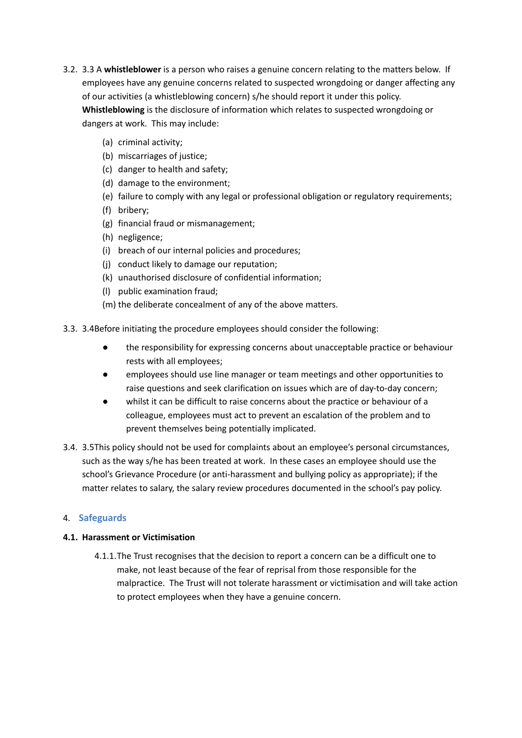3.2. 3.3 A **whistleblower** is a person who raises a genuine concern relating to the matters below. If employees have any genuine concerns related to suspected wrongdoing or danger affecting any of our activities (a whistleblowing concern) s/he should report it under this policy. **Whistleblowing** is the disclosure of information which relates to suspected wrongdoing or dangers at work. This may include:

(a) criminal activity;
(b) miscarriages of justice;
(c) danger to health and safety;
(d) damage to the environment;
(e) failure to comply with any legal or professional obligation or regulatory requirements;
(f) bribery;
(g) financial fraud or mismanagement;
(h) negligence;
(i) breach of our internal policies and procedures;
(j) conduct likely to damage our reputation;
(k) unauthorised disclosure of confidential information;
(l) public examination fraud;
(m) the deliberate concealment of any of the above matters.

3.3. 3.4Before initiating the procedure employees should consider the following:

- the responsibility for expressing concerns about unacceptable practice or behaviour rests with all employees;
- employees should use line manager or team meetings and other opportunities to raise questions and seek clarification on issues which are of day-to-day concern;
- whilst it can be difficult to raise concerns about the practice or behaviour of a colleague, employees must act to prevent an escalation of the problem and to prevent themselves being potentially implicated.

3.4. 3.5This policy should not be used for complaints about an employee's personal circumstances, such as the way s/he has been treated at work. In these cases an employee should use the school's Grievance Procedure (or anti-harassment and bullying policy as appropriate); if the matter relates to salary, the salary review procedures documented in the school's pay policy.

## 4. Safeguards

### 4.1. Harassment or Victimisation

4.1.1. The Trust recognises that the decision to report a concern can be a difficult one to make, not least because of the fear of reprisal from those responsible for the malpractice. The Trust will not tolerate harassment or victimisation and will take action to protect employees when they have a genuine concern.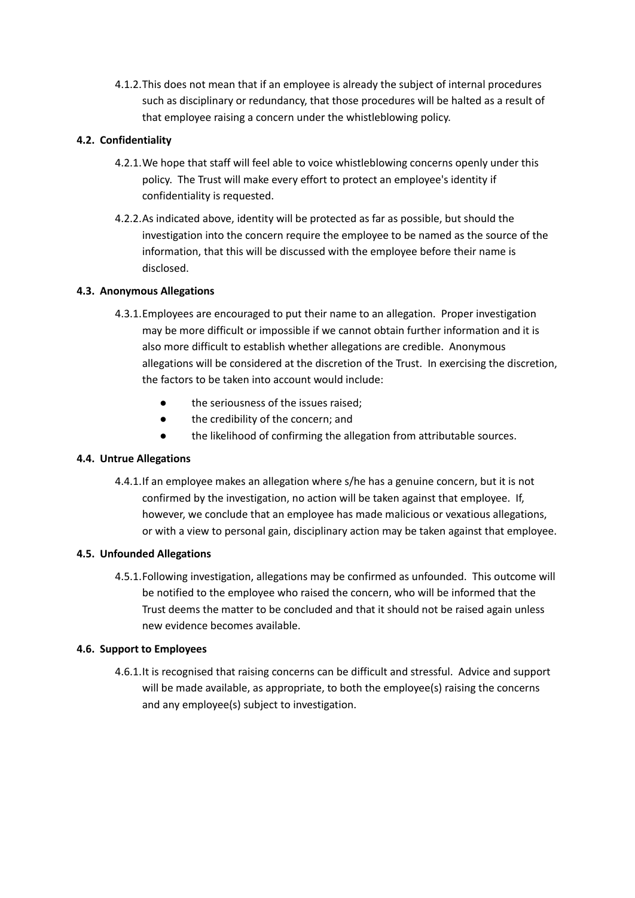4.1.2. This does not mean that if an employee is already the subject of internal procedures such as disciplinary or redundancy, that those procedures will be halted as a result of that employee raising a concern under the whistleblowing policy.

### 4.2. Confidentiality

4.2.1. We hope that staff will feel able to voice whistleblowing concerns openly under this policy. The Trust will make every effort to protect an employee's identity if confidentiality is requested.

4.2.2. As indicated above, identity will be protected as far as possible, but should the investigation into the concern require the employee to be named as the source of the information, that this will be discussed with the employee before their name is disclosed.

### 4.3. Anonymous Allegations

4.3.1. Employees are encouraged to put their name to an allegation. Proper investigation may be more difficult or impossible if we cannot obtain further information and it is also more difficult to establish whether allegations are credible. Anonymous allegations will be considered at the discretion of the Trust. In exercising the discretion, the factors to be taken into account would include:

- the seriousness of the issues raised;
- the credibility of the concern; and
- the likelihood of confirming the allegation from attributable sources.

### 4.4. Untrue Allegations

4.4.1. If an employee makes an allegation where s/he has a genuine concern, but it is not confirmed by the investigation, no action will be taken against that employee. If, however, we conclude that an employee has made malicious or vexatious allegations, or with a view to personal gain, disciplinary action may be taken against that employee.

### 4.5. Unfounded Allegations

4.5.1. Following investigation, allegations may be confirmed as unfounded. This outcome will be notified to the employee who raised the concern, who will be informed that the Trust deems the matter to be concluded and that it should not be raised again unless new evidence becomes available.

### 4.6. Support to Employees

4.6.1. It is recognised that raising concerns can be difficult and stressful. Advice and support will be made available, as appropriate, to both the employee(s) raising the concerns and any employee(s) subject to investigation.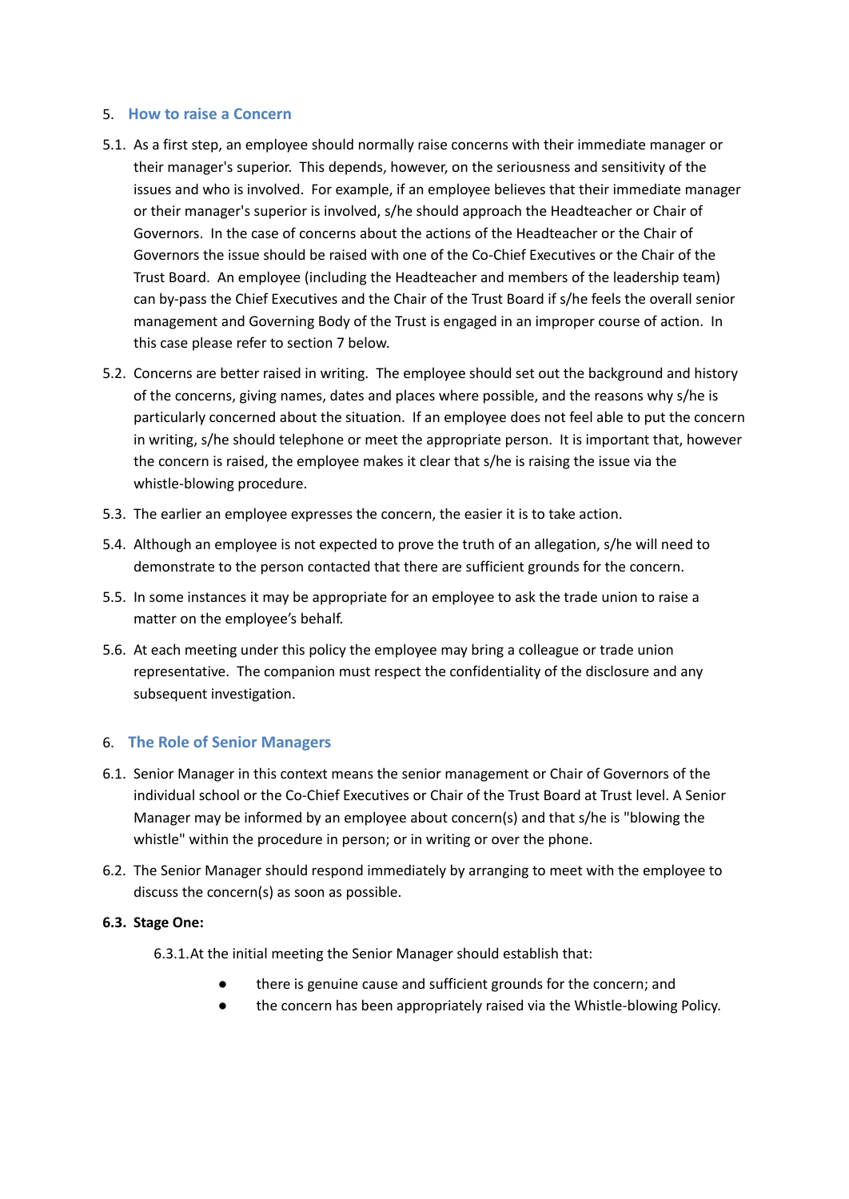## 5. How to raise a Concern

5.1. As a first step, an employee should normally raise concerns with their immediate manager or their manager's superior. This depends, however, on the seriousness and sensitivity of the issues and who is involved. For example, if an employee believes that their immediate manager or their manager's superior is involved, s/he should approach the Headteacher or Chair of Governors. In the case of concerns about the actions of the Headteacher or the Chair of Governors the issue should be raised with one of the Co-Chief Executives or the Chair of the Trust Board. An employee (including the Headteacher and members of the leadership team) can by-pass the Chief Executives and the Chair of the Trust Board if s/he feels the overall senior management and Governing Body of the Trust is engaged in an improper course of action. In this case please refer to section 7 below.

5.2. Concerns are better raised in writing. The employee should set out the background and history of the concerns, giving names, dates and places where possible, and the reasons why s/he is particularly concerned about the situation. If an employee does not feel able to put the concern in writing, s/he should telephone or meet the appropriate person. It is important that, however the concern is raised, the employee makes it clear that s/he is raising the issue via the whistle-blowing procedure.

5.3. The earlier an employee expresses the concern, the easier it is to take action.

5.4. Although an employee is not expected to prove the truth of an allegation, s/he will need to demonstrate to the person contacted that there are sufficient grounds for the concern.

5.5. In some instances it may be appropriate for an employee to ask the trade union to raise a matter on the employee's behalf.

5.6. At each meeting under this policy the employee may bring a colleague or trade union representative. The companion must respect the confidentiality of the disclosure and any subsequent investigation.

## 6. The Role of Senior Managers

6.1. Senior Manager in this context means the senior management or Chair of Governors of the individual school or the Co-Chief Executives or Chair of the Trust Board at Trust level. A Senior Manager may be informed by an employee about concern(s) and that s/he is "blowing the whistle" within the procedure in person; or in writing or over the phone.

6.2. The Senior Manager should respond immediately by arranging to meet with the employee to discuss the concern(s) as soon as possible.

**6.3. Stage One:**

6.3.1. At the initial meeting the Senior Manager should establish that:

- there is genuine cause and sufficient grounds for the concern; and
- the concern has been appropriately raised via the Whistle-blowing Policy.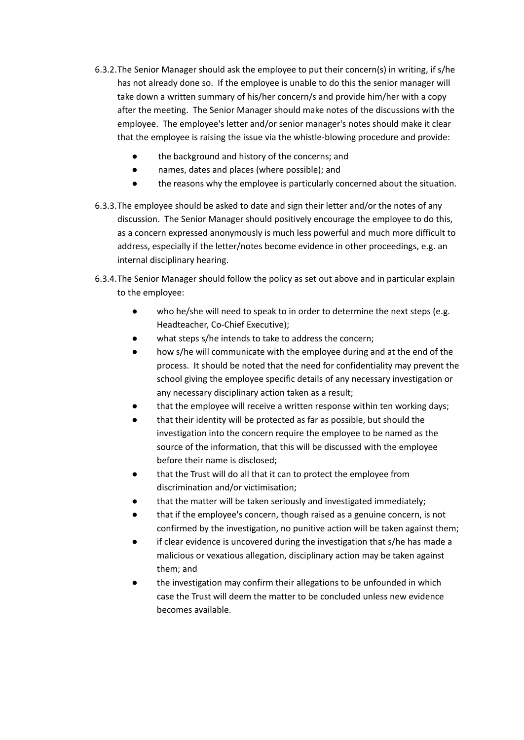6.3.2. The Senior Manager should ask the employee to put their concern(s) in writing, if s/he has not already done so. If the employee is unable to do this the senior manager will take down a written summary of his/her concern/s and provide him/her with a copy after the meeting. The Senior Manager should make notes of the discussions with the employee. The employee's letter and/or senior manager's notes should make it clear that the employee is raising the issue via the whistle-blowing procedure and provide:

- the background and history of the concerns; and
- names, dates and places (where possible); and
- the reasons why the employee is particularly concerned about the situation.

6.3.3. The employee should be asked to date and sign their letter and/or the notes of any discussion. The Senior Manager should positively encourage the employee to do this, as a concern expressed anonymously is much less powerful and much more difficult to address, especially if the letter/notes become evidence in other proceedings, e.g. an internal disciplinary hearing.

6.3.4. The Senior Manager should follow the policy as set out above and in particular explain to the employee:

- who he/she will need to speak to in order to determine the next steps (e.g. Headteacher, Co-Chief Executive);
- what steps s/he intends to take to address the concern;
- how s/he will communicate with the employee during and at the end of the process. It should be noted that the need for confidentiality may prevent the school giving the employee specific details of any necessary investigation or any necessary disciplinary action taken as a result;
- that the employee will receive a written response within ten working days;
- that their identity will be protected as far as possible, but should the investigation into the concern require the employee to be named as the source of the information, that this will be discussed with the employee before their name is disclosed;
- that the Trust will do all that it can to protect the employee from discrimination and/or victimisation;
- that the matter will be taken seriously and investigated immediately;
- that if the employee's concern, though raised as a genuine concern, is not confirmed by the investigation, no punitive action will be taken against them;
- if clear evidence is uncovered during the investigation that s/he has made a malicious or vexatious allegation, disciplinary action may be taken against them; and
- the investigation may confirm their allegations to be unfounded in which case the Trust will deem the matter to be concluded unless new evidence becomes available.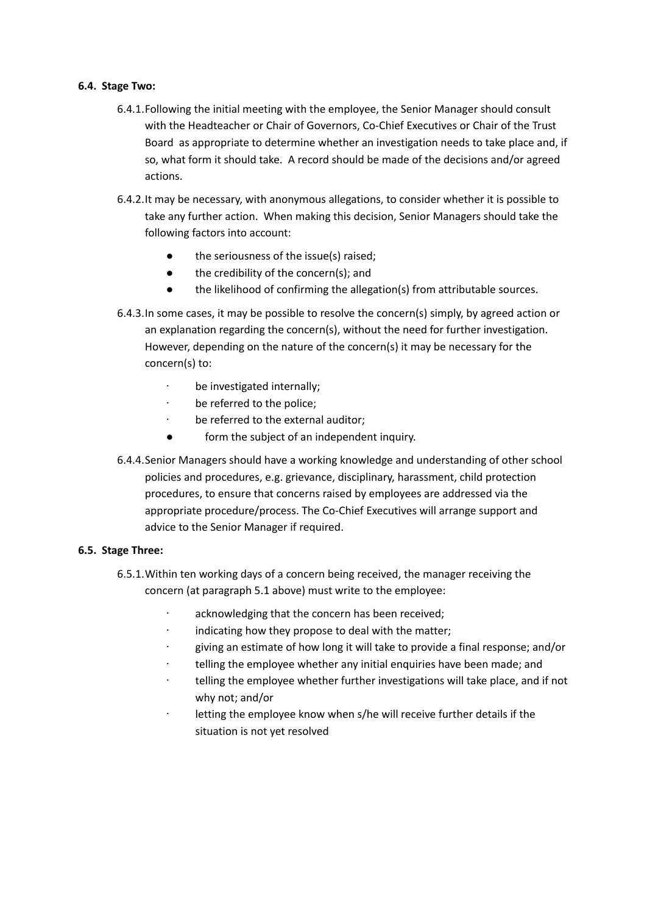**6.4. Stage Two:**

6.4.1. Following the initial meeting with the employee, the Senior Manager should consult with the Headteacher or Chair of Governors, Co-Chief Executives or Chair of the Trust Board as appropriate to determine whether an investigation needs to take place and, if so, what form it should take. A record should be made of the decisions and/or agreed actions.

6.4.2. It may be necessary, with anonymous allegations, to consider whether it is possible to take any further action. When making this decision, Senior Managers should take the following factors into account:

- the seriousness of the issue(s) raised;
- the credibility of the concern(s); and
- the likelihood of confirming the allegation(s) from attributable sources.

6.4.3. In some cases, it may be possible to resolve the concern(s) simply, by agreed action or an explanation regarding the concern(s), without the need for further investigation. However, depending on the nature of the concern(s) it may be necessary for the concern(s) to:

- be investigated internally;
- be referred to the police;
- be referred to the external auditor;
- form the subject of an independent inquiry.

6.4.4. Senior Managers should have a working knowledge and understanding of other school policies and procedures, e.g. grievance, disciplinary, harassment, child protection procedures, to ensure that concerns raised by employees are addressed via the appropriate procedure/process. The Co-Chief Executives will arrange support and advice to the Senior Manager if required.

**6.5. Stage Three:**

6.5.1. Within ten working days of a concern being received, the manager receiving the concern (at paragraph 5.1 above) must write to the employee:

- acknowledging that the concern has been received;
- indicating how they propose to deal with the matter;
- giving an estimate of how long it will take to provide a final response; and/or
- telling the employee whether any initial enquiries have been made; and
- telling the employee whether further investigations will take place, and if not why not; and/or
- letting the employee know when s/he will receive further details if the situation is not yet resolved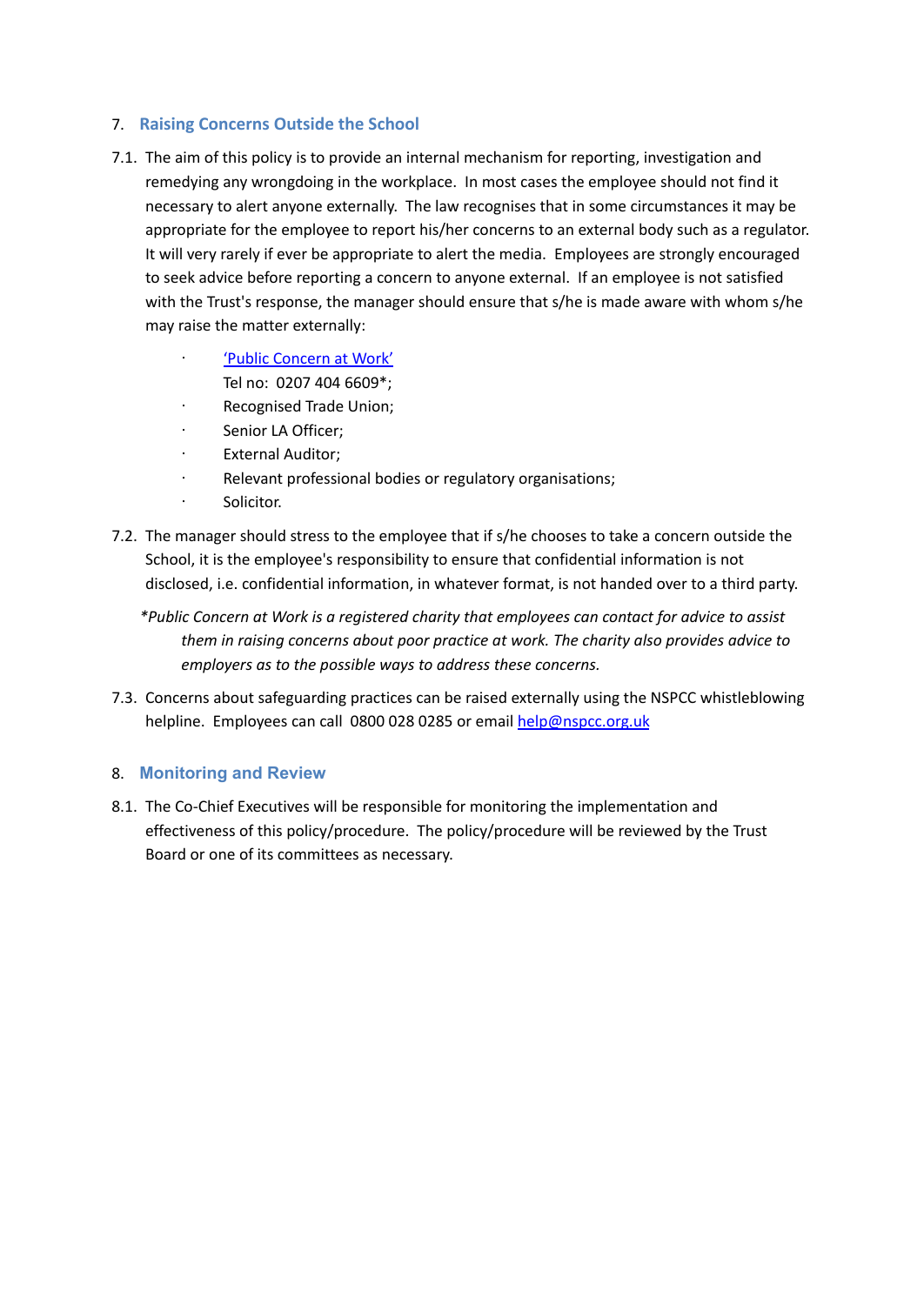## 7. Raising Concerns Outside the School

7.1. The aim of this policy is to provide an internal mechanism for reporting, investigation and remedying any wrongdoing in the workplace. In most cases the employee should not find it necessary to alert anyone externally. The law recognises that in some circumstances it may be appropriate for the employee to report his/her concerns to an external body such as a regulator. It will very rarely if ever be appropriate to alert the media. Employees are strongly encouraged to seek advice before reporting a concern to anyone external. If an employee is not satisfied with the Trust's response, the manager should ensure that s/he is made aware with whom s/he may raise the matter externally:

- 'Public Concern at Work'
  Tel no: 0207 404 6609*;
- Recognised Trade Union;
- Senior LA Officer;
- External Auditor;
- Relevant professional bodies or regulatory organisations;
- Solicitor.

7.2. The manager should stress to the employee that if s/he chooses to take a concern outside the School, it is the employee's responsibility to ensure that confidential information is not disclosed, i.e. confidential information, in whatever format, is not handed over to a third party.

**Public Concern at Work is a registered charity that employees can contact for advice to assist them in raising concerns about poor practice at work. The charity also provides advice to employers as to the possible ways to address these concerns.*

7.3. Concerns about safeguarding practices can be raised externally using the NSPCC whistleblowing helpline. Employees can call 0800 028 0285 or email help@nspcc.org.uk

## 8. Monitoring and Review

8.1. The Co-Chief Executives will be responsible for monitoring the implementation and effectiveness of this policy/procedure. The policy/procedure will be reviewed by the Trust Board or one of its committees as necessary.